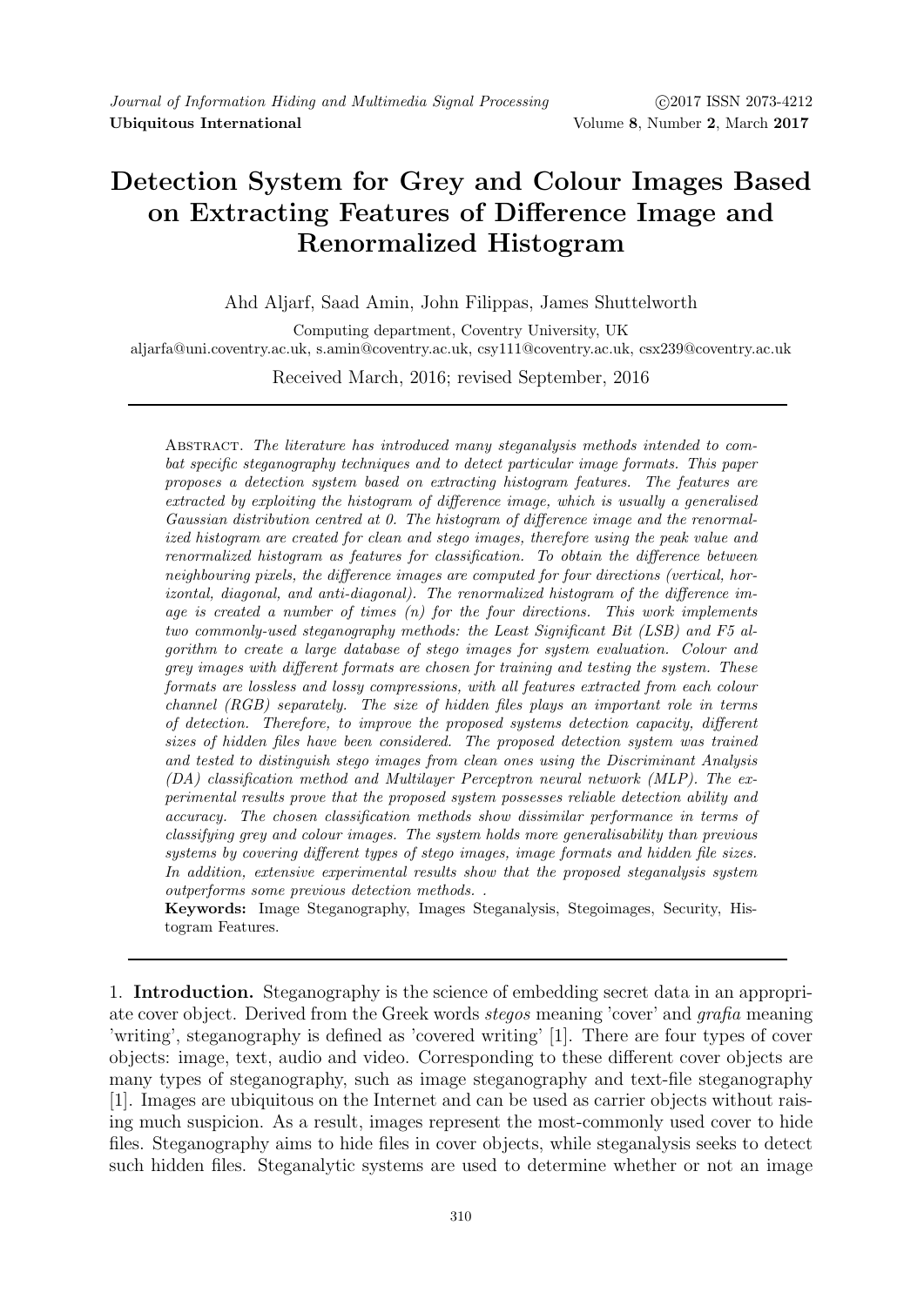# Detection System for Grey and Colour Images Based on Extracting Features of Difference Image and Renormalized Histogram

Ahd Aljarf, Saad Amin, John Filippas, James Shuttelworth

Computing department, Coventry University, UK
aljarfa@uni.coventry.ac.uk, s.amin@coventry.ac.uk, csy111@coventry.ac.uk, csx239@coventry.ac.uk

Received March, 2016; revised September, 2016

Abstract. *The literature has introduced many steganalysis methods intended to combat specific steganography techniques and to detect particular image formats. This paper proposes a detection system based on extracting histogram features. The features are extracted by exploiting the histogram of difference image, which is usually a generalised Gaussian distribution centred at 0. The histogram of difference image and the renormalized histogram are created for clean and stego images, therefore using the peak value and renormalized histogram as features for classification. To obtain the difference between neighbouring pixels, the difference images are computed for four directions (vertical, horizontal, diagonal, and anti-diagonal). The renormalized histogram of the difference image is created a number of times (n) for the four directions. This work implements two commonly-used steganography methods: the Least Significant Bit (LSB) and F5 algorithm to create a large database of stego images for system evaluation. Colour and grey images with different formats are chosen for training and testing the system. These formats are lossless and lossy compressions, with all features extracted from each colour channel (RGB) separately. The size of hidden files plays an important role in terms of detection. Therefore, to improve the proposed systems detection capacity, different sizes of hidden files have been considered. The proposed detection system was trained and tested to distinguish stego images from clean ones using the Discriminant Analysis (DA) classification method and Multilayer Perceptron neural network (MLP). The experimental results prove that the proposed system possesses reliable detection ability and accuracy. The chosen classification methods show dissimilar performance in terms of classifying grey and colour images. The system holds more generalisability than previous systems by covering different types of stego images, image formats and hidden file sizes. In addition, extensive experimental results show that the proposed steganalysis system outperforms some previous detection methods. .*

**Keywords:** Image Steganography, Images Steganalysis, Stegoimages, Security, Histogram Features.

## 1. Introduction.

Steganography is the science of embedding secret data in an appropriate cover object. Derived from the Greek words *stegos* meaning 'cover' and *grafia* meaning 'writing', steganography is defined as 'covered writing' [1]. There are four types of cover objects: image, text, audio and video. Corresponding to these different cover objects are many types of steganography, such as image steganography and text-file steganography [1]. Images are ubiquitous on the Internet and can be used as carrier objects without raising much suspicion. As a result, images represent the most-commonly used cover to hide files. Steganography aims to hide files in cover objects, while steganalysis seeks to detect such hidden files. Steganalytic systems are used to determine whether or not an image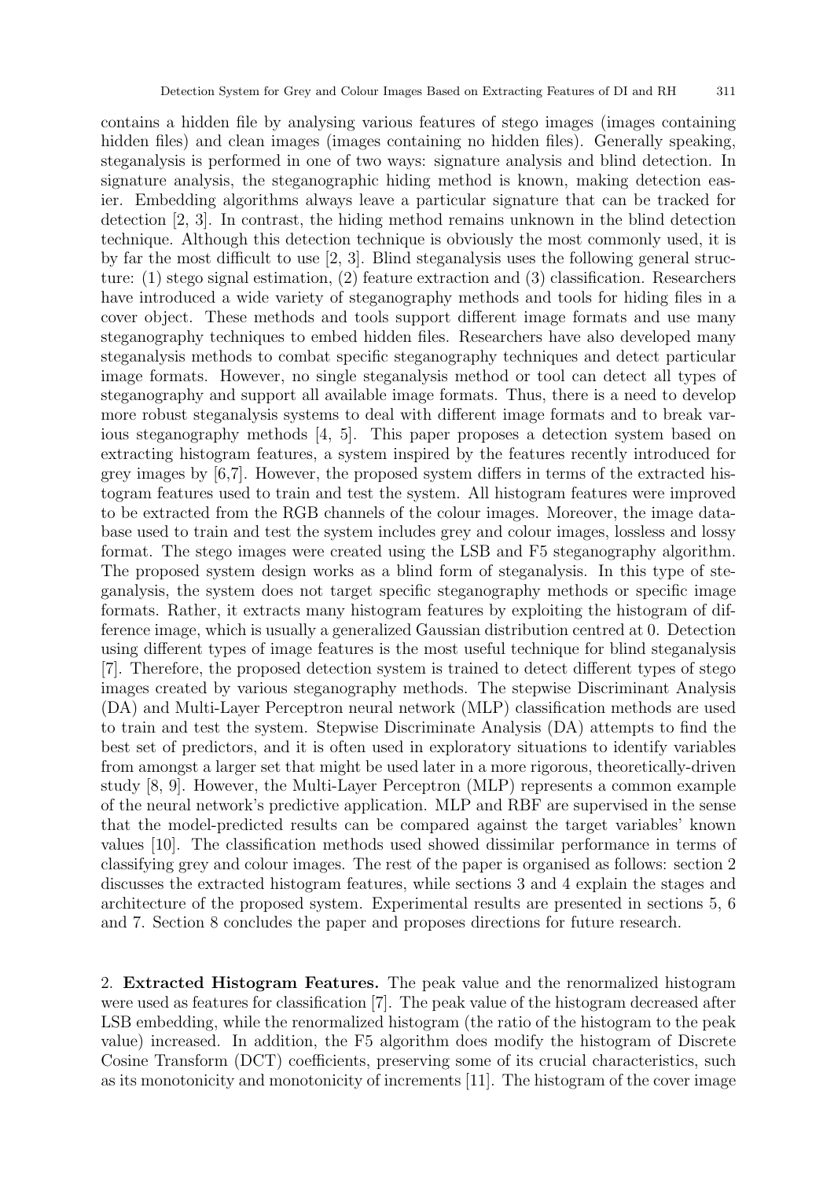contains a hidden file by analysing various features of stego images (images containing hidden files) and clean images (images containing no hidden files). Generally speaking, steganalysis is performed in one of two ways: signature analysis and blind detection. In signature analysis, the steganographic hiding method is known, making detection easier. Embedding algorithms always leave a particular signature that can be tracked for detection [2, 3]. In contrast, the hiding method remains unknown in the blind detection technique. Although this detection technique is obviously the most commonly used, it is by far the most difficult to use [2, 3]. Blind steganalysis uses the following general structure: (1) stego signal estimation, (2) feature extraction and (3) classification. Researchers have introduced a wide variety of steganography methods and tools for hiding files in a cover object. These methods and tools support different image formats and use many steganography techniques to embed hidden files. Researchers have also developed many steganalysis methods to combat specific steganography techniques and detect particular image formats. However, no single steganalysis method or tool can detect all types of steganography and support all available image formats. Thus, there is a need to develop more robust steganalysis systems to deal with different image formats and to break various steganography methods [4, 5]. This paper proposes a detection system based on extracting histogram features, a system inspired by the features recently introduced for grey images by [6,7]. However, the proposed system differs in terms of the extracted histogram features used to train and test the system. All histogram features were improved to be extracted from the RGB channels of the colour images. Moreover, the image database used to train and test the system includes grey and colour images, lossless and lossy format. The stego images were created using the LSB and F5 steganography algorithm. The proposed system design works as a blind form of steganalysis. In this type of steganalysis, the system does not target specific steganography methods or specific image formats. Rather, it extracts many histogram features by exploiting the histogram of difference image, which is usually a generalized Gaussian distribution centred at 0. Detection using different types of image features is the most useful technique for blind steganalysis [7]. Therefore, the proposed detection system is trained to detect different types of stego images created by various steganography methods. The stepwise Discriminant Analysis (DA) and Multi-Layer Perceptron neural network (MLP) classification methods are used to train and test the system. Stepwise Discriminate Analysis (DA) attempts to find the best set of predictors, and it is often used in exploratory situations to identify variables from amongst a larger set that might be used later in a more rigorous, theoretically-driven study [8, 9]. However, the Multi-Layer Perceptron (MLP) represents a common example of the neural network's predictive application. MLP and RBF are supervised in the sense that the model-predicted results can be compared against the target variables' known values [10]. The classification methods used showed dissimilar performance in terms of classifying grey and colour images. The rest of the paper is organised as follows: section 2 discusses the extracted histogram features, while sections 3 and 4 explain the stages and architecture of the proposed system. Experimental results are presented in sections 5, 6 and 7. Section 8 concludes the paper and proposes directions for future research.

## 2. Extracted Histogram Features.

The peak value and the renormalized histogram were used as features for classification [7]. The peak value of the histogram decreased after LSB embedding, while the renormalized histogram (the ratio of the histogram to the peak value) increased. In addition, the F5 algorithm does modify the histogram of Discrete Cosine Transform (DCT) coefficients, preserving some of its crucial characteristics, such as its monotonicity and monotonicity of increments [11]. The histogram of the cover image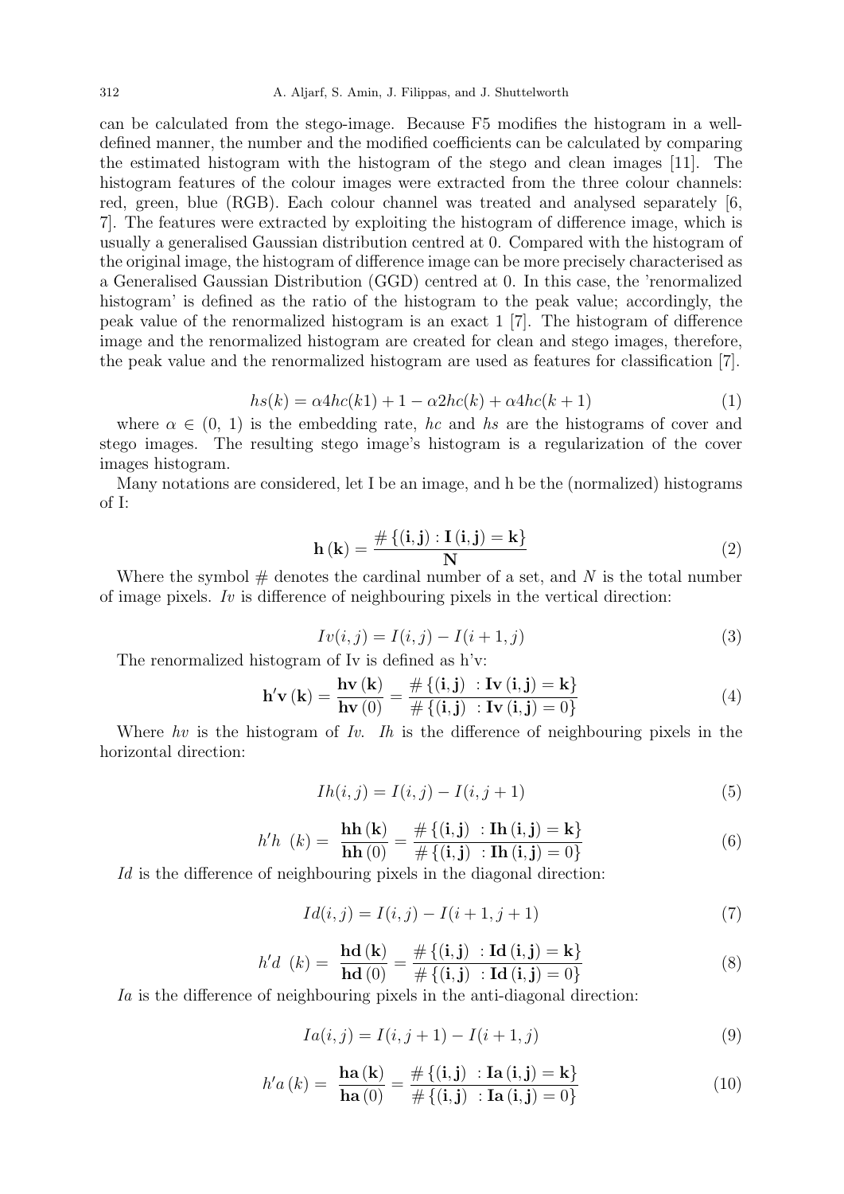can be calculated from the stego-image. Because F5 modifies the histogram in a well-defined manner, the number and the modified coefficients can be calculated by comparing the estimated histogram with the histogram of the stego and clean images [11]. The histogram features of the colour images were extracted from the three colour channels: red, green, blue (RGB). Each colour channel was treated and analysed separately [6, 7]. The features were extracted by exploiting the histogram of difference image, which is usually a generalised Gaussian distribution centred at 0. Compared with the histogram of the original image, the histogram of difference image can be more precisely characterised as a Generalised Gaussian Distribution (GGD) centred at 0. In this case, the 'renormalized histogram' is defined as the ratio of the histogram to the peak value; accordingly, the peak value of the renormalized histogram is an exact 1 [7]. The histogram of difference image and the renormalized histogram are created for clean and stego images, therefore, the peak value and the renormalized histogram are used as features for classification [7].

$$hs(k) = \alpha 4hc(k1) + 1 - \alpha 2hc(k) + \alpha 4hc(k+1) \tag{1}$$

where $\alpha \in (0,\, 1)$ is the embedding rate, $hc$ and $hs$ are the histograms of cover and stego images. The resulting stego image's histogram is a regularization of the cover images histogram.

Many notations are considered, let I be an image, and h be the (normalized) histograms of I:

$$\mathbf{h}\left(\mathbf{k}\right) = \frac{\#\left\{(\mathbf{i},\mathbf{j}) : \mathbf{I}\left(\mathbf{i},\mathbf{j}\right) = \mathbf{k}\right\}}{\mathbf{N}} \tag{2}$$

Where the symbol # denotes the cardinal number of a set, and $N$ is the total number of image pixels. $Iv$ is difference of neighbouring pixels in the vertical direction:

$$Iv(i,j) = I(i,j) - I(i+1,j) \tag{3}$$

The renormalized histogram of Iv is defined as h'v:

$$\mathbf{h'v}\left(\mathbf{k}\right) = \frac{\mathbf{hv}\left(\mathbf{k}\right)}{\mathbf{hv}\left(0\right)} = \frac{\#\left\{(\mathbf{i},\mathbf{j})\ : \mathbf{Iv}\left(\mathbf{i},\mathbf{j}\right) = \mathbf{k}\right\}}{\#\left\{(\mathbf{i},\mathbf{j})\ : \mathbf{Iv}\left(\mathbf{i},\mathbf{j}\right) = 0\right\}} \tag{4}$$

Where $hv$ is the histogram of $Iv$. $Ih$ is the difference of neighbouring pixels in the horizontal direction:

$$Ih(i,j) = I(i,j) - I(i,j+1) \tag{5}$$

$$h'h\ \ (k) = \frac{\mathbf{hh}\left(\mathbf{k}\right)}{\mathbf{hh}\left(0\right)} = \frac{\#\left\{(\mathbf{i},\mathbf{j})\ : \mathbf{Ih}\left(\mathbf{i},\mathbf{j}\right) = \mathbf{k}\right\}}{\#\left\{(\mathbf{i},\mathbf{j})\ : \mathbf{Ih}\left(\mathbf{i},\mathbf{j}\right) = 0\right\}} \tag{6}$$

$Id$ is the difference of neighbouring pixels in the diagonal direction:

$$Id(i,j) = I(i,j) - I(i+1,j+1) \tag{7}$$

$$h'd\ \ (k) = \frac{\mathbf{hd}\left(\mathbf{k}\right)}{\mathbf{hd}\left(0\right)} = \frac{\#\left\{(\mathbf{i},\mathbf{j})\ : \mathbf{Id}\left(\mathbf{i},\mathbf{j}\right) = \mathbf{k}\right\}}{\#\left\{(\mathbf{i},\mathbf{j})\ : \mathbf{Id}\left(\mathbf{i},\mathbf{j}\right) = 0\right\}} \tag{8}$$

$Ia$ is the difference of neighbouring pixels in the anti-diagonal direction:

$$Ia(i,j) = I(i,j+1) - I(i+1,j) \tag{9}$$

$$h'a\left(k\right) = \frac{\mathbf{ha}\left(\mathbf{k}\right)}{\mathbf{ha}\left(0\right)} = \frac{\#\left\{(\mathbf{i},\mathbf{j})\ : \mathbf{Ia}\left(\mathbf{i},\mathbf{j}\right) = \mathbf{k}\right\}}{\#\left\{(\mathbf{i},\mathbf{j})\ : \mathbf{Ia}\left(\mathbf{i},\mathbf{j}\right) = 0\right\}} \tag{10}$$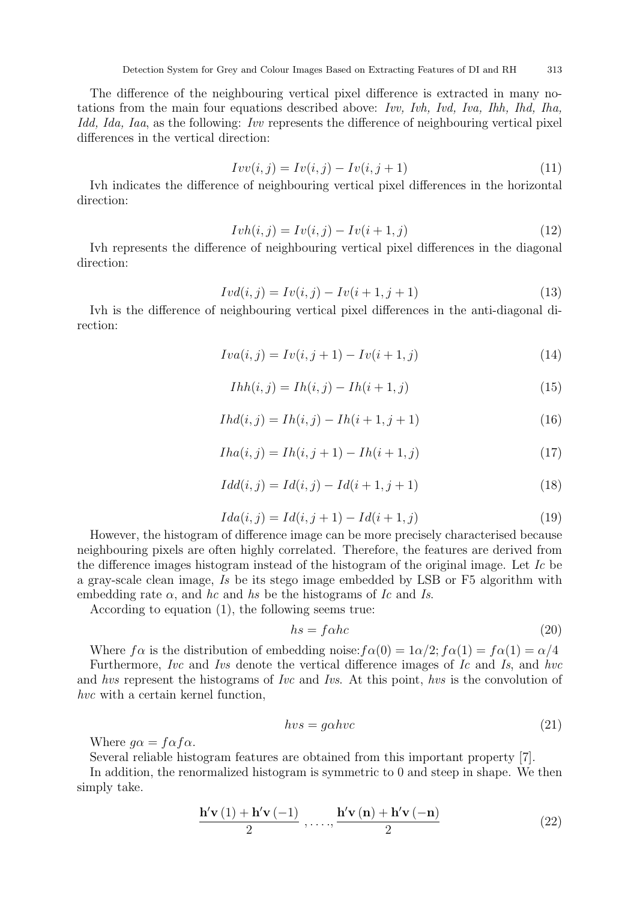The difference of the neighbouring vertical pixel difference is extracted in many notations from the main four equations described above: *Ivv, Ivh, Ivd, Iva, Ihh, Ihd, Iha, Idd, Ida, Iaa*, as the following: *Ivv* represents the difference of neighbouring vertical pixel differences in the vertical direction:

$$Ivv(i,j) = Iv(i,j) - Iv(i,j+1) \tag{11}$$

Ivh indicates the difference of neighbouring vertical pixel differences in the horizontal direction:

$$Ivh(i,j) = Iv(i,j) - Iv(i+1,j) \tag{12}$$

Ivh represents the difference of neighbouring vertical pixel differences in the diagonal direction:

$$Ivd(i,j) = Iv(i,j) - Iv(i+1,j+1) \tag{13}$$

Ivh is the difference of neighbouring vertical pixel differences in the anti-diagonal direction:

$$Iva(i,j) = Iv(i,j+1) - Iv(i+1,j) \tag{14}$$

$$Ihh(i,j) = Ih(i,j) - Ih(i+1,j) \tag{15}$$

$$Ihd(i,j) = Ih(i,j) - Ih(i+1,j+1) \tag{16}$$

$$Iha(i,j) = Ih(i,j+1) - Ih(i+1,j) \tag{17}$$

$$Idd(i,j) = Id(i,j) - Id(i+1,j+1) \tag{18}$$

$$Ida(i,j) = Id(i,j+1) - Id(i+1,j) \tag{19}$$

However, the histogram of difference image can be more precisely characterised because neighbouring pixels are often highly correlated. Therefore, the features are derived from the difference images histogram instead of the histogram of the original image. Let *Ic* be a gray-scale clean image, *Is* be its stego image embedded by LSB or F5 algorithm with embedding rate $\alpha$, and *hc* and *hs* be the histograms of *Ic* and *Is*.

According to equation (1), the following seems true:

$$hs = f\alpha hc \tag{20}$$

Where $f\alpha$ is the distribution of embedding noise: $f\alpha(0) = 1\alpha/2; f\alpha(1) = f\alpha(1) = \alpha/4$

Furthermore, *Ivc* and *Ivs* denote the vertical difference images of *Ic* and *Is*, and *hvc* and *hvs* represent the histograms of *Ivc* and *Ivs*. At this point, *hvs* is the convolution of *hvc* with a certain kernel function,

$$hvs = g\alpha hvc \tag{21}$$

Where $g\alpha = f\alpha f\alpha$.

Several reliable histogram features are obtained from this important property [7].

In addition, the renormalized histogram is symmetric to 0 and steep in shape. We then simply take.

$$\frac{\mathbf{h'v}\,(1) + \mathbf{h'v}\,(-1)}{2}\;, \ldots, \frac{\mathbf{h'v}\,(\mathbf{n}) + \mathbf{h'v}\,(-\mathbf{n})}{2} \tag{22}$$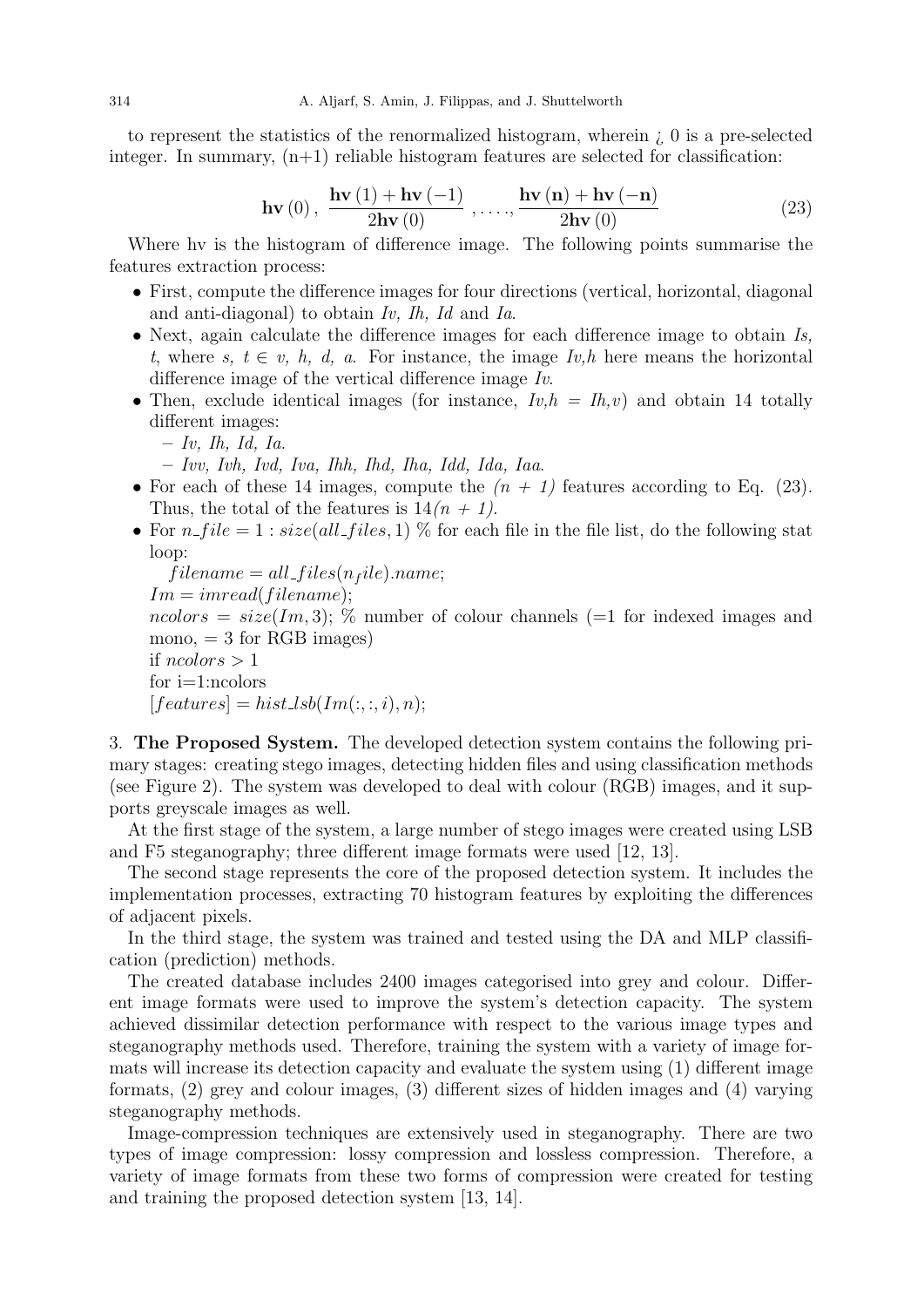to represent the statistics of the renormalized histogram, wherein ¿ 0 is a pre-selected integer. In summary, (n+1) reliable histogram features are selected for classification:

$$\mathbf{hv}(0),\ \frac{\mathbf{hv}(1)+\mathbf{hv}(-1)}{2\mathbf{hv}(0)},\ \ldots,\ \frac{\mathbf{hv}(\mathbf{n})+\mathbf{hv}(-\mathbf{n})}{2\mathbf{hv}(0)} \tag{23}$$

Where hv is the histogram of difference image. The following points summarise the features extraction process:

- First, compute the difference images for four directions (vertical, horizontal, diagonal and anti-diagonal) to obtain *Iv, Ih, Id* and *Ia*.
- Next, again calculate the difference images for each difference image to obtain *Is, t*, where *s, t* ∈ *v, h, d, a*. For instance, the image *Iv,h* here means the horizontal difference image of the vertical difference image *Iv*.
- Then, exclude identical images (for instance, *Iv,h* = *Ih,v*) and obtain 14 totally different images:
  - *Iv, Ih, Id, Ia*.
  - *Ivv, Ivh, Ivd, Iva, Ihh, Ihd, Iha, Idd, Ida, Iaa*.
- For each of these 14 images, compute the *(n + 1)* features according to Eq. (23). Thus, the total of the features is 14*(n + 1)*.
- For $n\_file = 1 : size(all\_files, 1)$ % for each file in the file list, do the following stat loop:

  $filename = all\_files(n_file).name$;
  $Im = imread(filename)$;
  $ncolors = size(Im, 3)$; % number of colour channels (=1 for indexed images and mono, = 3 for RGB images)
  if $ncolors > 1$
  for i=1:ncolors
  $[features] = hist\_lsb(Im(:, :, i), n)$;

## 3. The Proposed System.

The developed detection system contains the following primary stages: creating stego images, detecting hidden files and using classification methods (see Figure 2). The system was developed to deal with colour (RGB) images, and it supports greyscale images as well.

At the first stage of the system, a large number of stego images were created using LSB and F5 steganography; three different image formats were used [12, 13].

The second stage represents the core of the proposed detection system. It includes the implementation processes, extracting 70 histogram features by exploiting the differences of adjacent pixels.

In the third stage, the system was trained and tested using the DA and MLP classification (prediction) methods.

The created database includes 2400 images categorised into grey and colour. Different image formats were used to improve the system's detection capacity. The system achieved dissimilar detection performance with respect to the various image types and steganography methods used. Therefore, training the system with a variety of image formats will increase its detection capacity and evaluate the system using (1) different image formats, (2) grey and colour images, (3) different sizes of hidden images and (4) varying steganography methods.

Image-compression techniques are extensively used in steganography. There are two types of image compression: lossy compression and lossless compression. Therefore, a variety of image formats from these two forms of compression were created for testing and training the proposed detection system [13, 14].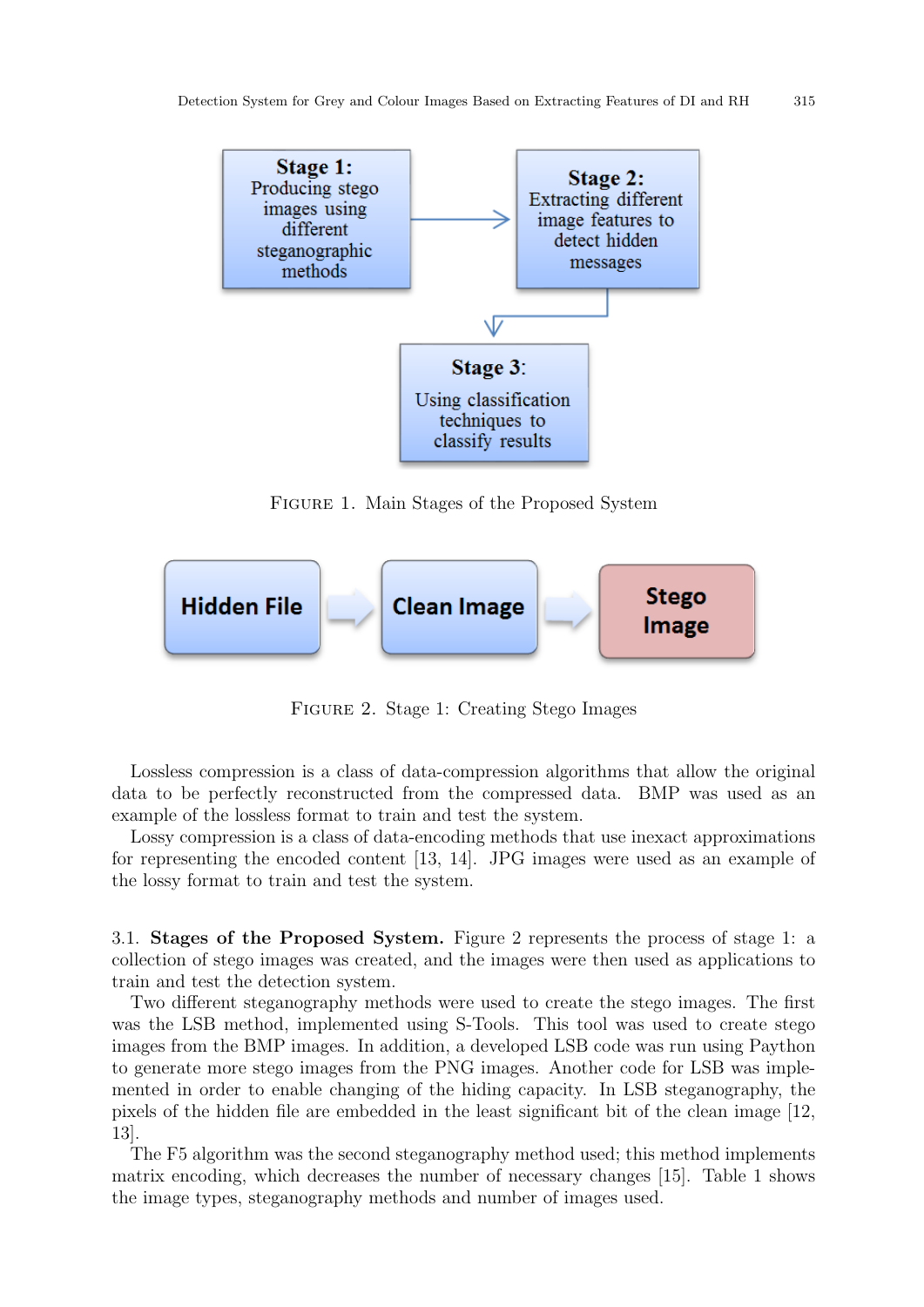Stage 1: Producing stego images using different steganographic methods

Stage 2: Extracting different image features to detect hidden messages

Stage 3: Using classification techniques to classify results

Figure 1. Main Stages of the Proposed System

Hidden File → Clean Image → Stego Image

Figure 2. Stage 1: Creating Stego Images

Lossless compression is a class of data-compression algorithms that allow the original data to be perfectly reconstructed from the compressed data. BMP was used as an example of the lossless format to train and test the system.

Lossy compression is a class of data-encoding methods that use inexact approximations for representing the encoded content [13, 14]. JPG images were used as an example of the lossy format to train and test the system.

### 3.1. Stages of the Proposed System.

Figure 2 represents the process of stage 1: a collection of stego images was created, and the images were then used as applications to train and test the detection system.

Two different steganography methods were used to create the stego images. The first was the LSB method, implemented using S-Tools. This tool was used to create stego images from the BMP images. In addition, a developed LSB code was run using Paython to generate more stego images from the PNG images. Another code for LSB was implemented in order to enable changing of the hiding capacity. In LSB steganography, the pixels of the hidden file are embedded in the least significant bit of the clean image [12, 13].

The F5 algorithm was the second steganography method used; this method implements matrix encoding, which decreases the number of necessary changes [15]. Table 1 shows the image types, steganography methods and number of images used.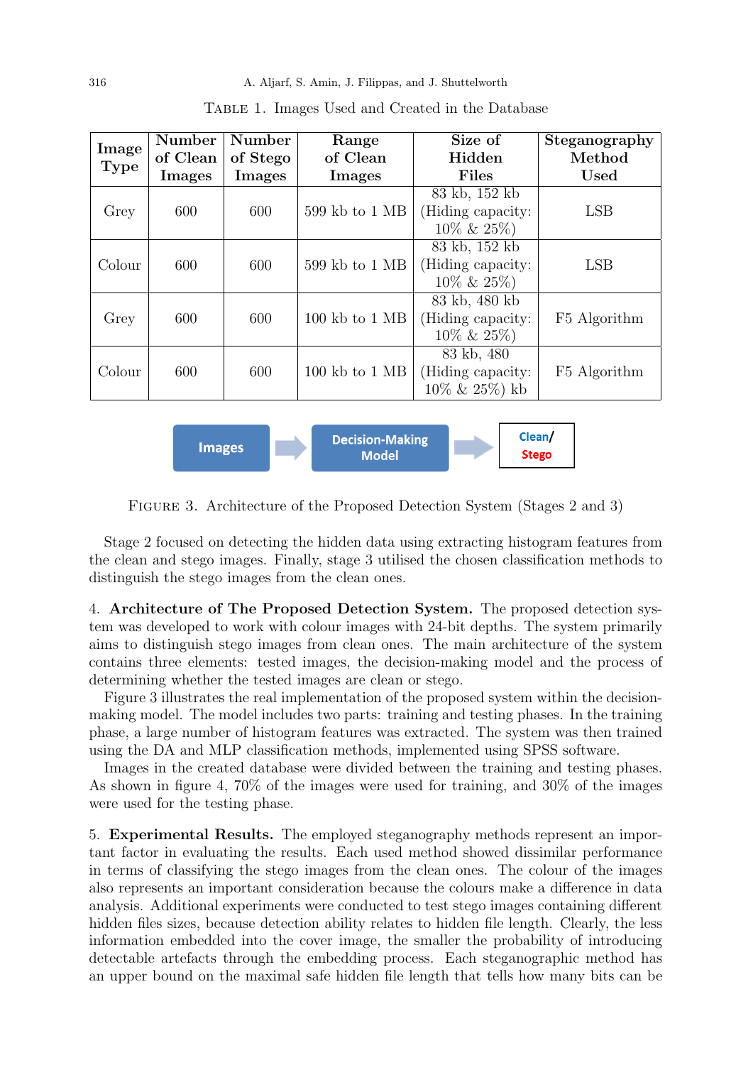Table 1. Images Used and Created in the Database

| Image Type | Number of Clean Images | Number of Stego Images | Range of Clean Images | Size of Hidden Files | Steganography Method Used |
|---|---|---|---|---|---|
| Grey | 600 | 600 | 599 kb to 1 MB | 83 kb, 152 kb (Hiding capacity: 10% & 25%) | LSB |
| Colour | 600 | 600 | 599 kb to 1 MB | 83 kb, 152 kb (Hiding capacity: 10% & 25%) | LSB |
| Grey | 600 | 600 | 100 kb to 1 MB | 83 kb, 480 kb (Hiding capacity: 10% & 25%) | F5 Algorithm |
| Colour | 600 | 600 | 100 kb to 1 MB | 83 kb, 480 (Hiding capacity: 10% & 25%) kb | F5 Algorithm |

Images → Decision-Making Model → Clean/ Stego

Figure 3. Architecture of the Proposed Detection System (Stages 2 and 3)

Stage 2 focused on detecting the hidden data using extracting histogram features from the clean and stego images. Finally, stage 3 utilised the chosen classification methods to distinguish the stego images from the clean ones.

4. **Architecture of The Proposed Detection System.** The proposed detection system was developed to work with colour images with 24-bit depths. The system primarily aims to distinguish stego images from clean ones. The main architecture of the system contains three elements: tested images, the decision-making model and the process of determining whether the tested images are clean or stego.

Figure 3 illustrates the real implementation of the proposed system within the decision-making model. The model includes two parts: training and testing phases. In the training phase, a large number of histogram features was extracted. The system was then trained using the DA and MLP classification methods, implemented using SPSS software.

Images in the created database were divided between the training and testing phases. As shown in figure 4, 70% of the images were used for training, and 30% of the images were used for the testing phase.

5. **Experimental Results.** The employed steganography methods represent an important factor in evaluating the results. Each used method showed dissimilar performance in terms of classifying the stego images from the clean ones. The colour of the images also represents an important consideration because the colours make a difference in data analysis. Additional experiments were conducted to test stego images containing different hidden files sizes, because detection ability relates to hidden file length. Clearly, the less information embedded into the cover image, the smaller the probability of introducing detectable artefacts through the embedding process. Each steganographic method has an upper bound on the maximal safe hidden file length that tells how many bits can be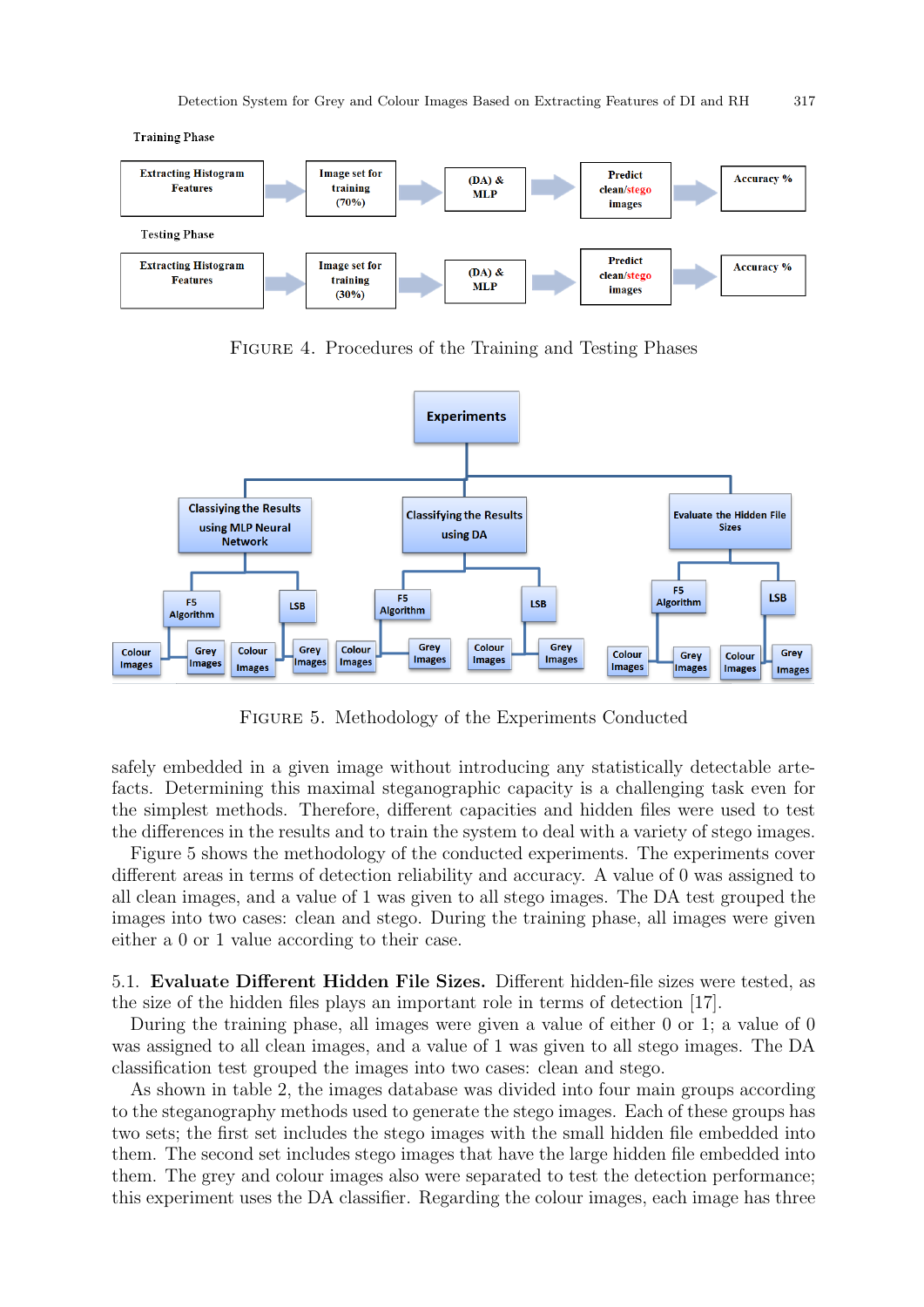**Training Phase**

Extracting Histogram Features → Image set for training (70%) → (DA) & MLP → Predict clean/stego images → Accuracy %

**Testing Phase**

Extracting Histogram Features → Image set for training (30%) → (DA) & MLP → Predict clean/stego images → Accuracy %

FIGURE 4. Procedures of the Training and Testing Phases

- Experiments
  - Classiying the Results using MLP Neural Network
    - F5 Algorithm
      - Colour Images
      - Grey Images
    - LSB
      - Colour Images
      - Grey Images
  - Classifying the Results using DA
    - F5 Algorithm
      - Colour Images
      - Grey Images
    - LSB
      - Colour Images
      - Grey Images
  - Evaluate the Hidden File Sizes
    - F5 Algorithm
      - Colour Images
      - Grey Images
    - LSB
      - Colour Images
      - Grey Images

FIGURE 5. Methodology of the Experiments Conducted

safely embedded in a given image without introducing any statistically detectable artefacts. Determining this maximal steganographic capacity is a challenging task even for the simplest methods. Therefore, different capacities and hidden files were used to test the differences in the results and to train the system to deal with a variety of stego images.

Figure 5 shows the methodology of the conducted experiments. The experiments cover different areas in terms of detection reliability and accuracy. A value of 0 was assigned to all clean images, and a value of 1 was given to all stego images. The DA test grouped the images into two cases: clean and stego. During the training phase, all images were given either a 0 or 1 value according to their case.

### 5.1. Evaluate Different Hidden File Sizes.

Different hidden-file sizes were tested, as the size of the hidden files plays an important role in terms of detection [17].

During the training phase, all images were given a value of either 0 or 1; a value of 0 was assigned to all clean images, and a value of 1 was given to all stego images. The DA classification test grouped the images into two cases: clean and stego.

As shown in table 2, the images database was divided into four main groups according to the steganography methods used to generate the stego images. Each of these groups has two sets; the first set includes the stego images with the small hidden file embedded into them. The second set includes stego images that have the large hidden file embedded into them. The grey and colour images also were separated to test the detection performance; this experiment uses the DA classifier. Regarding the colour images, each image has three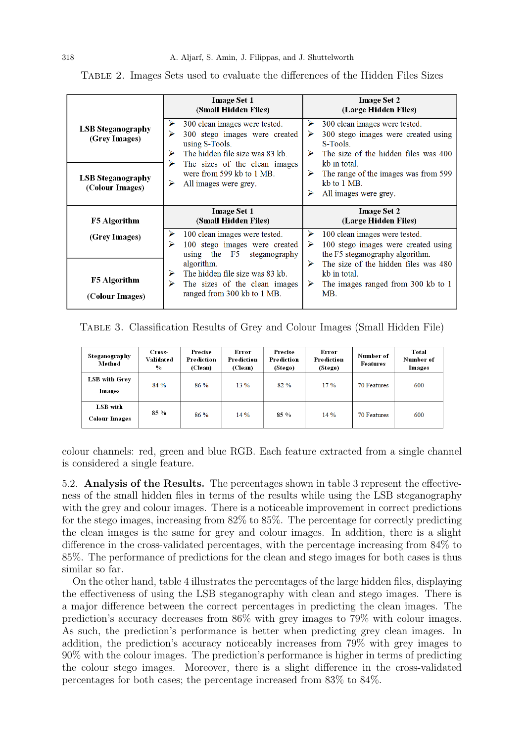TABLE 2. Images Sets used to evaluate the differences of the Hidden Files Sizes

| | Image Set 1 (Small Hidden Files) | Image Set 2 (Large Hidden Files) |
|---|---|---|
| LSB Steganography (Grey Images) / LSB Steganography (Colour Images) | ➢ 300 clean images were tested. ➢ 300 stego images were created using S-Tools. ➢ The hidden file size was 83 kb. ➢ The sizes of the clean images were from 599 kb to 1 MB. ➢ All images were grey. | ➢ 300 clean images were tested. ➢ 300 stego images were created using S-Tools. ➢ The size of the hidden files was 400 kb in total. ➢ The range of the images was from 599 kb to 1 MB. ➢ All images were grey. |
| | **Image Set 1 (Small Hidden Files)** | **Image Set 2 (Large Hidden Files)** |
| F5 Algorithm (Grey Images) / F5 Algorithm (Colour Images) | ➢ 100 clean images were tested. ➢ 100 stego images were created using the F5 steganography algorithm. ➢ The hidden file size was 83 kb. ➢ The sizes of the clean images ranged from 300 kb to 1 MB. | ➢ 100 clean images were tested. ➢ 100 stego images were created using the F5 steganography algorithm. ➢ The size of the hidden files was 480 kb in total. ➢ The images ranged from 300 kb to 1 MB. |

TABLE 3. Classification Results of Grey and Colour Images (Small Hidden File)

| Steganography Method | Cross-Validated % | Precise Prediction (Clean) | Error Prediction (Clean) | Precise Prediction (Stego) | Error Prediction (Stego) | Number of Features | Total Number of Images |
|---|---|---|---|---|---|---|---|
| LSB with Grey Images | 84 % | 86 % | 13 % | 82 % | 17 % | 70 Features | 600 |
| LSB with Colour Images | 85 % | 86 % | 14 % | 85 % | 14 % | 70 Features | 600 |

colour channels: red, green and blue RGB. Each feature extracted from a single channel is considered a single feature.

5.2. **Analysis of the Results.** The percentages shown in table 3 represent the effectiveness of the small hidden files in terms of the results while using the LSB steganography with the grey and colour images. There is a noticeable improvement in correct predictions for the stego images, increasing from 82% to 85%. The percentage for correctly predicting the clean images is the same for grey and colour images. In addition, there is a slight difference in the cross-validated percentages, with the percentage increasing from 84% to 85%. The performance of predictions for the clean and stego images for both cases is thus similar so far.

On the other hand, table 4 illustrates the percentages of the large hidden files, displaying the effectiveness of using the LSB steganography with clean and stego images. There is a major difference between the correct percentages in predicting the clean images. The prediction's accuracy decreases from 86% with grey images to 79% with colour images. As such, the prediction's performance is better when predicting grey clean images. In addition, the prediction's accuracy noticeably increases from 79% with grey images to 90% with the colour images. The prediction's performance is higher in terms of predicting the colour stego images. Moreover, there is a slight difference in the cross-validated percentages for both cases; the percentage increased from 83% to 84%.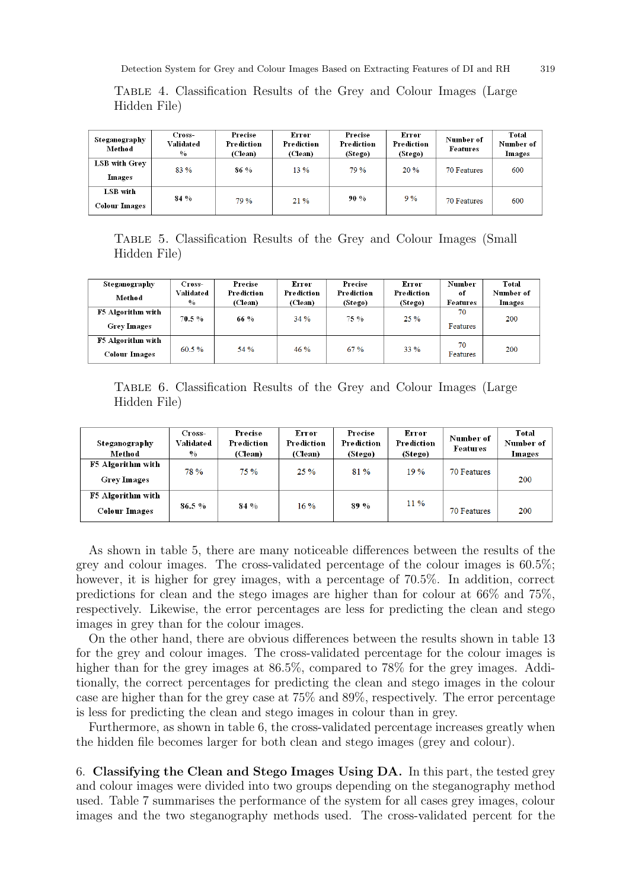Table 4. Classification Results of the Grey and Colour Images (Large Hidden File)

| Steganography Method | Cross-Validated % | Precise Prediction (Clean) | Error Prediction (Clean) | Precise Prediction (Stego) | Error Prediction (Stego) | Number of Features | Total Number of Images |
|---|---|---|---|---|---|---|---|
| LSB with Grey Images | 83 % | 86 % | 13 % | 79 % | 20 % | 70 Features | 600 |
| LSB with Colour Images | 84 % | 79 % | 21 % | 90 % | 9 % | 70 Features | 600 |

Table 5. Classification Results of the Grey and Colour Images (Small Hidden File)

| Steganography Method | Cross-Validated % | Precise Prediction (Clean) | Error Prediction (Clean) | Precise Prediction (Stego) | Error Prediction (Stego) | Number of Features | Total Number of Images |
|---|---|---|---|---|---|---|---|
| F5 Algorithm with Grey Images | 70.5 % | 66 % | 34 % | 75 % | 25 % | 70 Features | 200 |
| F5 Algorithm with Colour Images | 60.5 % | 54 % | 46 % | 67 % | 33 % | 70 Features | 200 |

Table 6. Classification Results of the Grey and Colour Images (Large Hidden File)

| Steganography Method | Cross-Validated % | Precise Prediction (Clean) | Error Prediction (Clean) | Precise Prediction (Stego) | Error Prediction (Stego) | Number of Features | Total Number of Images |
|---|---|---|---|---|---|---|---|
| F5 Algorithm with Grey Images | 78 % | 75 % | 25 % | 81 % | 19 % | 70 Features | 200 |
| F5 Algorithm with Colour Images | 86.5 % | 84 % | 16 % | 89 % | 11 % | 70 Features | 200 |

As shown in table 5, there are many noticeable differences between the results of the grey and colour images. The cross-validated percentage of the colour images is 60.5%; however, it is higher for grey images, with a percentage of 70.5%. In addition, correct predictions for clean and the stego images are higher than for colour at 66% and 75%, respectively. Likewise, the error percentages are less for predicting the clean and stego images in grey than for the colour images.

On the other hand, there are obvious differences between the results shown in table 13 for the grey and colour images. The cross-validated percentage for the colour images is higher than for the grey images at 86.5%, compared to 78% for the grey images. Additionally, the correct percentages for predicting the clean and stego images in the colour case are higher than for the grey case at 75% and 89%, respectively. The error percentage is less for predicting the clean and stego images in colour than in grey.

Furthermore, as shown in table 6, the cross-validated percentage increases greatly when the hidden file becomes larger for both clean and stego images (grey and colour).

6. **Classifying the Clean and Stego Images Using DA.** In this part, the tested grey and colour images were divided into two groups depending on the steganography method used. Table 7 summarises the performance of the system for all cases grey images, colour images and the two steganography methods used. The cross-validated percent for the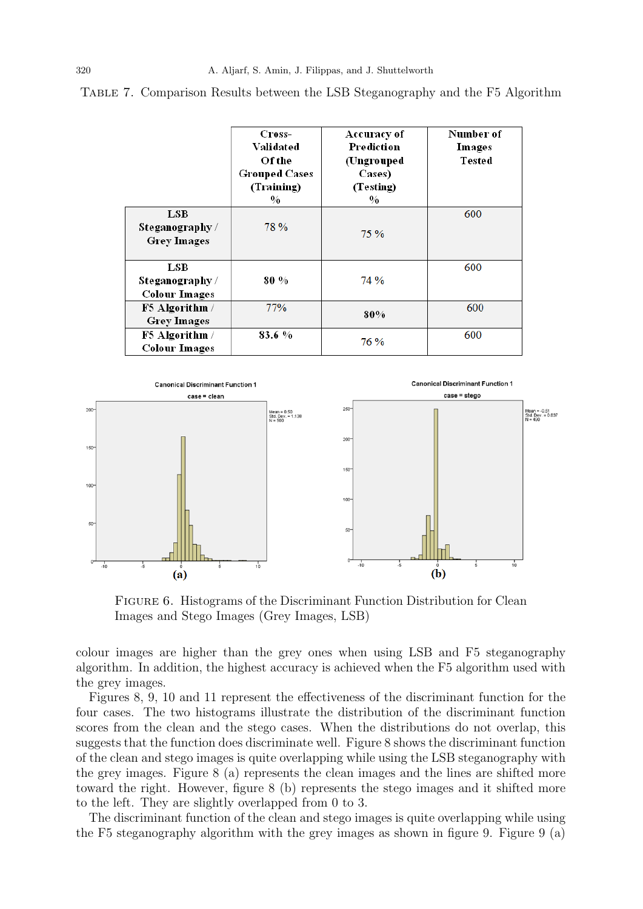TABLE 7. Comparison Results between the LSB Steganography and the F5 Algorithm

| | Cross-Validated Of the Grouped Cases (Training) % | Accuracy of Prediction (Ungrouped Cases) (Testing) % | Number of Images Tested |
|---|---|---|---|
| LSB Steganography / Grey Images | 78 % | 75 % | 600 |
| LSB Steganography / Colour Images | **80 %** | 74 % | 600 |
| F5 Algorithm / Grey Images | 77% | **80%** | 600 |
| F5 Algorithm / Colour Images | **83.6 %** | 76 % | 600 |

FIGURE 6. Histograms of the Discriminant Function Distribution for Clean Images and Stego Images (Grey Images, LSB)

colour images are higher than the grey ones when using LSB and F5 steganography algorithm. In addition, the highest accuracy is achieved when the F5 algorithm used with the grey images.

Figures 8, 9, 10 and 11 represent the effectiveness of the discriminant function for the four cases. The two histograms illustrate the distribution of the discriminant function scores from the clean and the stego cases. When the distributions do not overlap, this suggests that the function does discriminate well. Figure 8 shows the discriminant function of the clean and stego images is quite overlapping while using the LSB steganography with the grey images. Figure 8 (a) represents the clean images and the lines are shifted more toward the right. However, figure 8 (b) represents the stego images and it shifted more to the left. They are slightly overlapped from 0 to 3.

The discriminant function of the clean and stego images is quite overlapping while using the F5 steganography algorithm with the grey images as shown in figure 9. Figure 9 (a)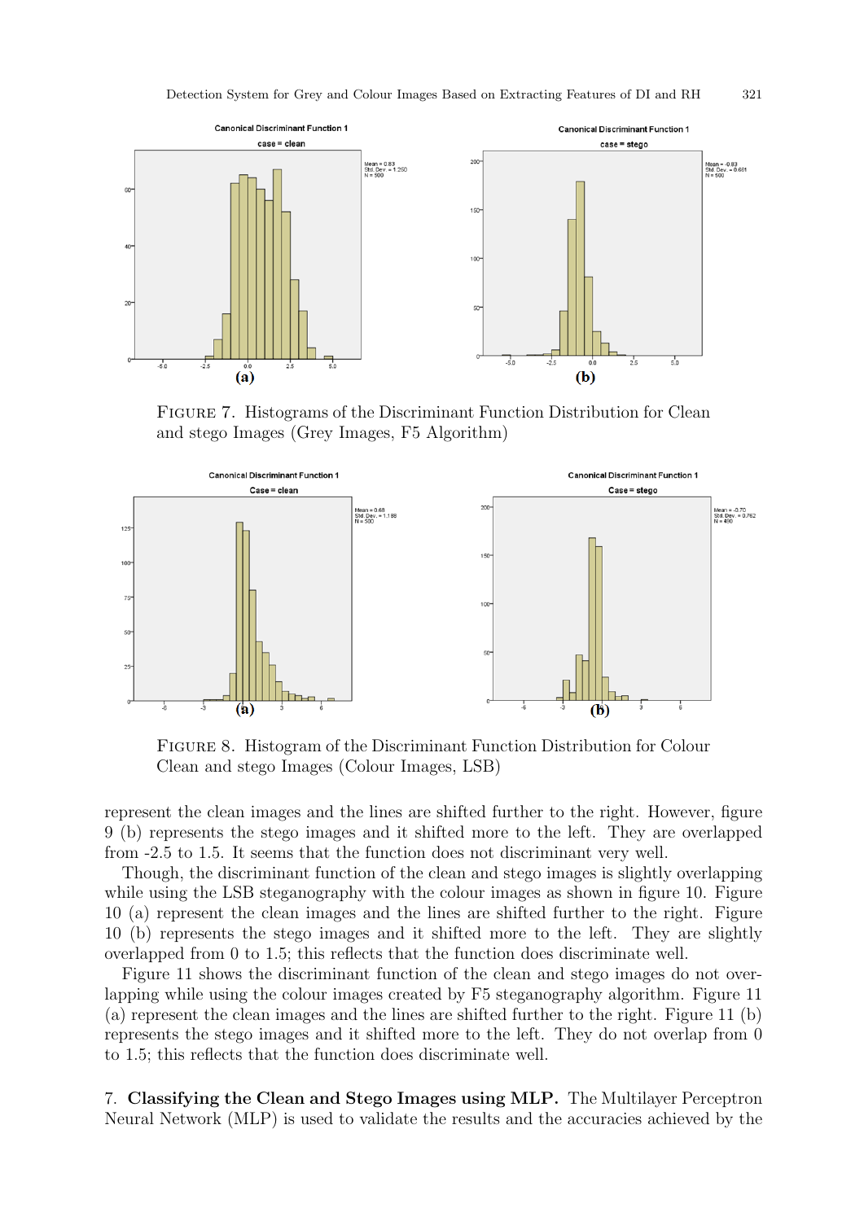FIGURE 7. Histograms of the Discriminant Function Distribution for Clean and stego Images (Grey Images, F5 Algorithm)

FIGURE 8. Histogram of the Discriminant Function Distribution for Colour Clean and stego Images (Colour Images, LSB)

represent the clean images and the lines are shifted further to the right. However, figure 9 (b) represents the stego images and it shifted more to the left. They are overlapped from -2.5 to 1.5. It seems that the function does not discriminant very well.

Though, the discriminant function of the clean and stego images is slightly overlapping while using the LSB steganography with the colour images as shown in figure 10. Figure 10 (a) represent the clean images and the lines are shifted further to the right. Figure 10 (b) represents the stego images and it shifted more to the left. They are slightly overlapped from 0 to 1.5; this reflects that the function does discriminate well.

Figure 11 shows the discriminant function of the clean and stego images do not overlapping while using the colour images created by F5 steganography algorithm. Figure 11 (a) represent the clean images and the lines are shifted further to the right. Figure 11 (b) represents the stego images and it shifted more to the left. They do not overlap from 0 to 1.5; this reflects that the function does discriminate well.

7. **Classifying the Clean and Stego Images using MLP.** The Multilayer Perceptron Neural Network (MLP) is used to validate the results and the accuracies achieved by the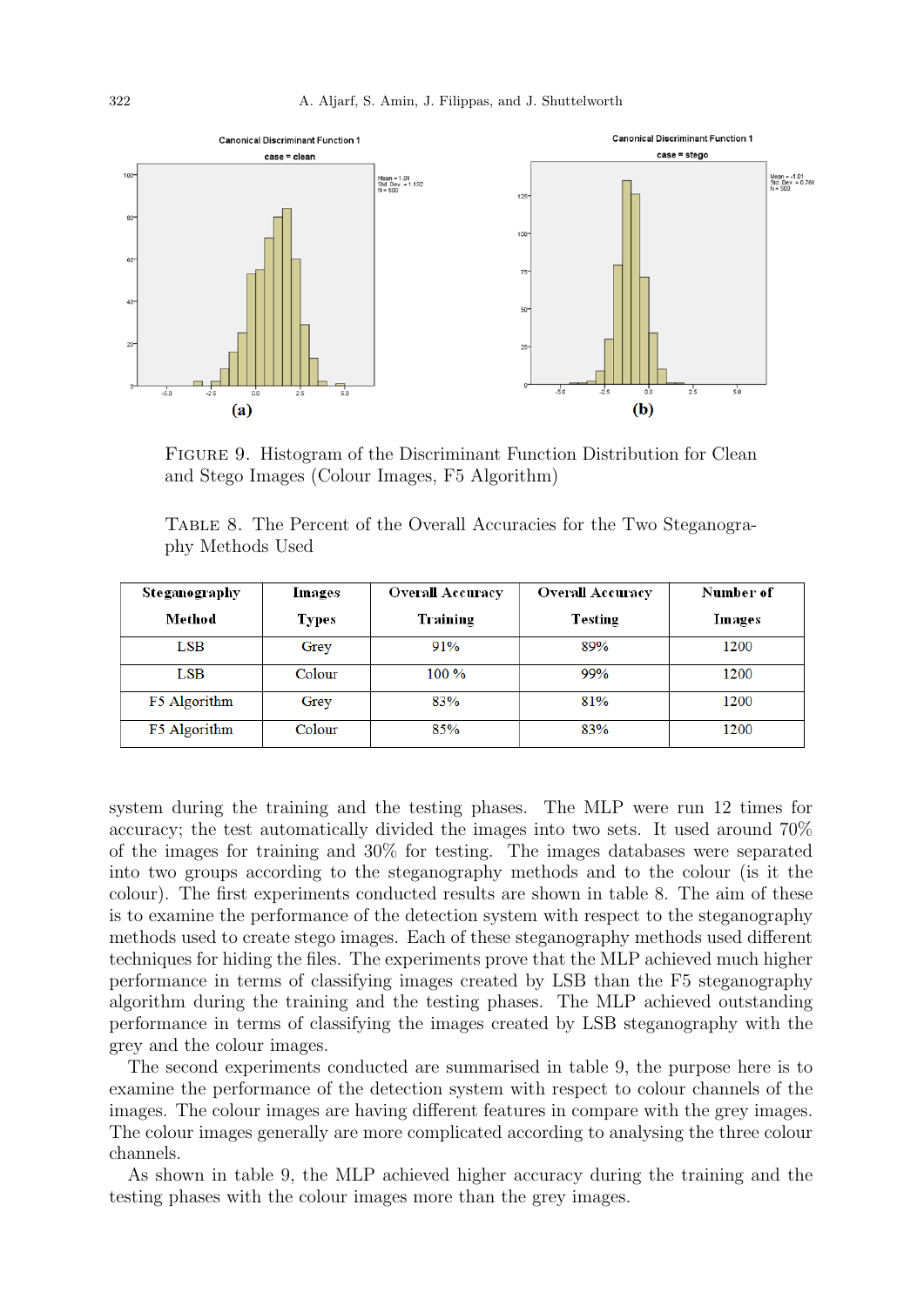FIGURE 9. Histogram of the Discriminant Function Distribution for Clean and Stego Images (Colour Images, F5 Algorithm)

TABLE 8. The Percent of the Overall Accuracies for the Two Steganography Methods Used

| Steganography Method | Images Types | Overall Accuracy Training | Overall Accuracy Testing | Number of Images |
|---|---|---|---|---|
| LSB | Grey | 91% | 89% | 1200 |
| LSB | Colour | 100 % | 99% | 1200 |
| F5 Algorithm | Grey | 83% | 81% | 1200 |
| F5 Algorithm | Colour | 85% | 83% | 1200 |

system during the training and the testing phases. The MLP were run 12 times for accuracy; the test automatically divided the images into two sets. It used around 70% of the images for training and 30% for testing. The images databases were separated into two groups according to the steganography methods and to the colour (is it the colour). The first experiments conducted results are shown in table 8. The aim of these is to examine the performance of the detection system with respect to the steganography methods used to create stego images. Each of these steganography methods used different techniques for hiding the files. The experiments prove that the MLP achieved much higher performance in terms of classifying images created by LSB than the F5 steganography algorithm during the training and the testing phases. The MLP achieved outstanding performance in terms of classifying the images created by LSB steganography with the grey and the colour images.

The second experiments conducted are summarised in table 9, the purpose here is to examine the performance of the detection system with respect to colour channels of the images. The colour images are having different features in compare with the grey images. The colour images generally are more complicated according to analysing the three colour channels.

As shown in table 9, the MLP achieved higher accuracy during the training and the testing phases with the colour images more than the grey images.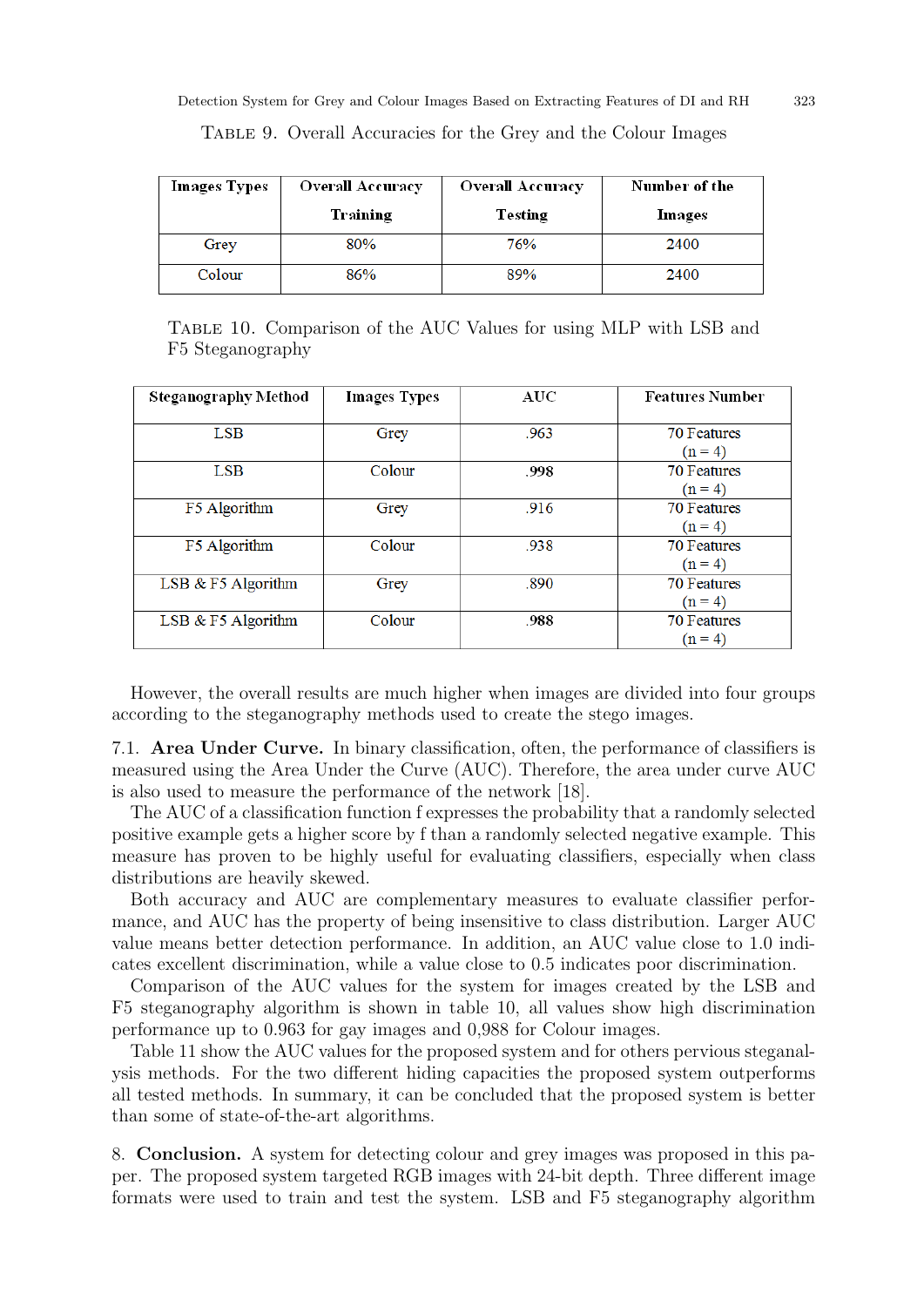Table 9. Overall Accuracies for the Grey and the Colour Images

| Images Types | Overall Accuracy Training | Overall Accuracy Testing | Number of the Images |
|---|---|---|---|
| Grey | 80% | 76% | 2400 |
| Colour | 86% | 89% | 2400 |

Table 10. Comparison of the AUC Values for using MLP with LSB and F5 Steganography

| Steganography Method | Images Types | AUC | Features Number |
|---|---|---|---|
| LSB | Grey | .963 | 70 Features (n = 4) |
| LSB | Colour | **.998** | 70 Features (n = 4) |
| F5 Algorithm | Grey | .916 | 70 Features (n = 4) |
| F5 Algorithm | Colour | .938 | 70 Features (n = 4) |
| LSB & F5 Algorithm | Grey | .890 | 70 Features (n = 4) |
| LSB & F5 Algorithm | Colour | **.988** | 70 Features (n = 4) |

However, the overall results are much higher when images are divided into four groups according to the steganography methods used to create the stego images.

7.1. **Area Under Curve.** In binary classification, often, the performance of classifiers is measured using the Area Under the Curve (AUC). Therefore, the area under curve AUC is also used to measure the performance of the network [18].

The AUC of a classification function f expresses the probability that a randomly selected positive example gets a higher score by f than a randomly selected negative example. This measure has proven to be highly useful for evaluating classifiers, especially when class distributions are heavily skewed.

Both accuracy and AUC are complementary measures to evaluate classifier performance, and AUC has the property of being insensitive to class distribution. Larger AUC value means better detection performance. In addition, an AUC value close to 1.0 indicates excellent discrimination, while a value close to 0.5 indicates poor discrimination.

Comparison of the AUC values for the system for images created by the LSB and F5 steganography algorithm is shown in table 10, all values show high discrimination performance up to 0.963 for gay images and 0,988 for Colour images.

Table 11 show the AUC values for the proposed system and for others pervious steganalysis methods. For the two different hiding capacities the proposed system outperforms all tested methods. In summary, it can be concluded that the proposed system is better than some of state-of-the-art algorithms.

## 8. Conclusion.

A system for detecting colour and grey images was proposed in this paper. The proposed system targeted RGB images with 24-bit depth. Three different image formats were used to train and test the system. LSB and F5 steganography algorithm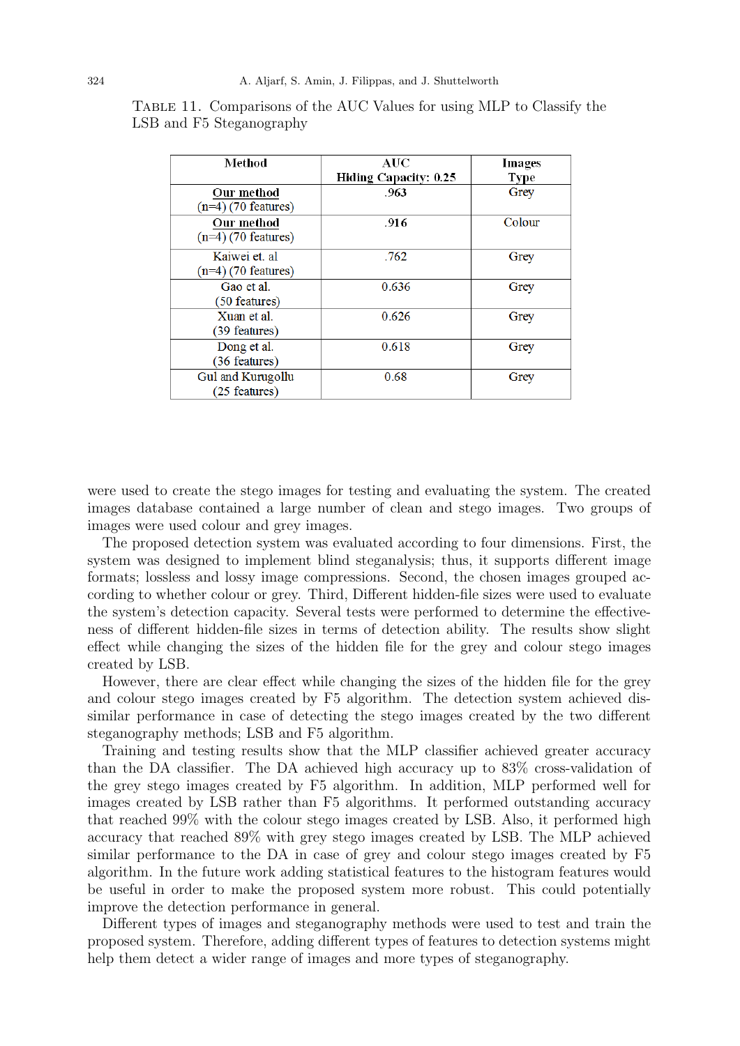Table 11. Comparisons of the AUC Values for using MLP to Classify the LSB and F5 Steganography

| Method | AUC Hiding Capacity: 0.25 | Images Type |
|---|---|---|
| **Our method** (n=4) (70 features) | **.963** | Grey |
| **Our method** (n=4) (70 features) | **.916** | Colour |
| Kaiwei et. al (n=4) (70 features) | .762 | Grey |
| Gao et al. (50 features) | 0.636 | Grey |
| Xuan et al. (39 features) | 0.626 | Grey |
| Dong et al. (36 features) | 0.618 | Grey |
| Gul and Kurugollu (25 features) | 0.68 | Grey |

were used to create the stego images for testing and evaluating the system. The created images database contained a large number of clean and stego images. Two groups of images were used colour and grey images.

The proposed detection system was evaluated according to four dimensions. First, the system was designed to implement blind steganalysis; thus, it supports different image formats; lossless and lossy image compressions. Second, the chosen images grouped according to whether colour or grey. Third, Different hidden-file sizes were used to evaluate the system's detection capacity. Several tests were performed to determine the effectiveness of different hidden-file sizes in terms of detection ability. The results show slight effect while changing the sizes of the hidden file for the grey and colour stego images created by LSB.

However, there are clear effect while changing the sizes of the hidden file for the grey and colour stego images created by F5 algorithm. The detection system achieved dissimilar performance in case of detecting the stego images created by the two different steganography methods; LSB and F5 algorithm.

Training and testing results show that the MLP classifier achieved greater accuracy than the DA classifier. The DA achieved high accuracy up to 83% cross-validation of the grey stego images created by F5 algorithm. In addition, MLP performed well for images created by LSB rather than F5 algorithms. It performed outstanding accuracy that reached 99% with the colour stego images created by LSB. Also, it performed high accuracy that reached 89% with grey stego images created by LSB. The MLP achieved similar performance to the DA in case of grey and colour stego images created by F5 algorithm. In the future work adding statistical features to the histogram features would be useful in order to make the proposed system more robust. This could potentially improve the detection performance in general.

Different types of images and steganography methods were used to test and train the proposed system. Therefore, adding different types of features to detection systems might help them detect a wider range of images and more types of steganography.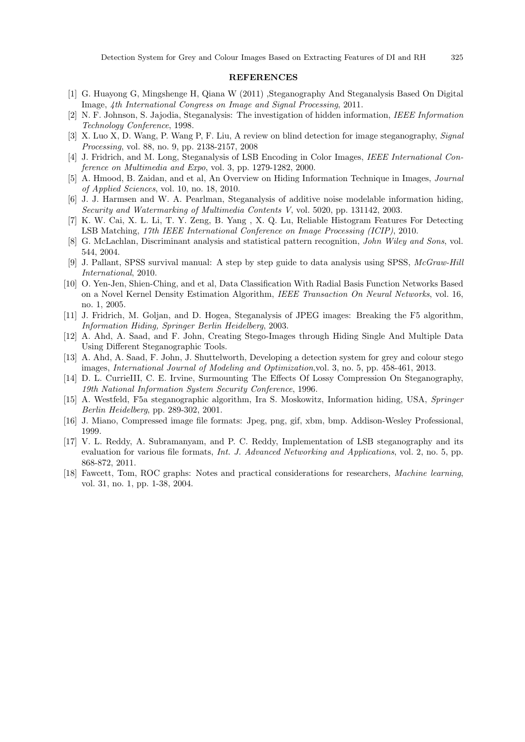## REFERENCES

[1] G. Huayong G, Mingshenge H, Qiana W (2011) ,Steganography And Steganalysis Based On Digital Image, *4th International Congress on Image and Signal Processing*, 2011.

[2] N. F. Johnson, S. Jajodia, Steganalysis: The investigation of hidden information, *IEEE Information Technology Conference*, 1998.

[3] X. Luo X, D. Wang, P. Wang P, F. Liu, A review on blind detection for image steganography, *Signal Processing*, vol. 88, no. 9, pp. 2138-2157, 2008

[4] J. Fridrich, and M. Long, Steganalysis of LSB Encoding in Color Images, *IEEE International Conference on Multimedia and Expo*, vol. 3, pp. 1279-1282, 2000.

[5] A. Hmood, B. Zaidan, and et al, An Overview on Hiding Information Technique in Images, *Journal of Applied Sciences*, vol. 10, no. 18, 2010.

[6] J. J. Harmsen and W. A. Pearlman, Steganalysis of additive noise modelable information hiding, *Security and Watermarking of Multimedia Contents V*, vol. 5020, pp. 131142, 2003.

[7] K. W. Cai, X. L. Li, T. Y. Zeng, B. Yang , X. Q. Lu, Reliable Histogram Features For Detecting LSB Matching, *17th IEEE International Conference on Image Processing (ICIP)*, 2010.

[8] G. McLachlan, Discriminant analysis and statistical pattern recognition, *John Wiley and Sons*, vol. 544, 2004.

[9] J. Pallant, SPSS survival manual: A step by step guide to data analysis using SPSS, *McGraw-Hill International*, 2010.

[10] O. Yen-Jen, Shien-Ching, and et al, Data Classification With Radial Basis Function Networks Based on a Novel Kernel Density Estimation Algorithm, *IEEE Transaction On Neural Networks*, vol. 16, no. 1, 2005.

[11] J. Fridrich, M. Goljan, and D. Hogea, Steganalysis of JPEG images: Breaking the F5 algorithm, *Information Hiding, Springer Berlin Heidelberg*, 2003.

[12] A. Ahd, A. Saad, and F. John, Creating Stego-Images through Hiding Single And Multiple Data Using Different Steganographic Tools.

[13] A. Ahd, A. Saad, F. John, J. Shuttelworth, Developing a detection system for grey and colour stego images, *International Journal of Modeling and Optimization*,vol. 3, no. 5, pp. 458-461, 2013.

[14] D. L. CurrieIII, C. E. Irvine, Surmounting The Effects Of Lossy Compression On Steganography, *19th National Information System Security Conference*, 1996.

[15] A. Westfeld, F5a steganographic algorithm, Ira S. Moskowitz, Information hiding, USA, *Springer Berlin Heidelberg*, pp. 289-302, 2001.

[16] J. Miano, Compressed image file formats: Jpeg, png, gif, xbm, bmp. Addison-Wesley Professional, 1999.

[17] V. L. Reddy, A. Subramanyam, and P. C. Reddy, Implementation of LSB steganography and its evaluation for various file formats, *Int. J. Advanced Networking and Applications*, vol. 2, no. 5, pp. 868-872, 2011.

[18] Fawcett, Tom, ROC graphs: Notes and practical considerations for researchers, *Machine learning*, vol. 31, no. 1, pp. 1-38, 2004.